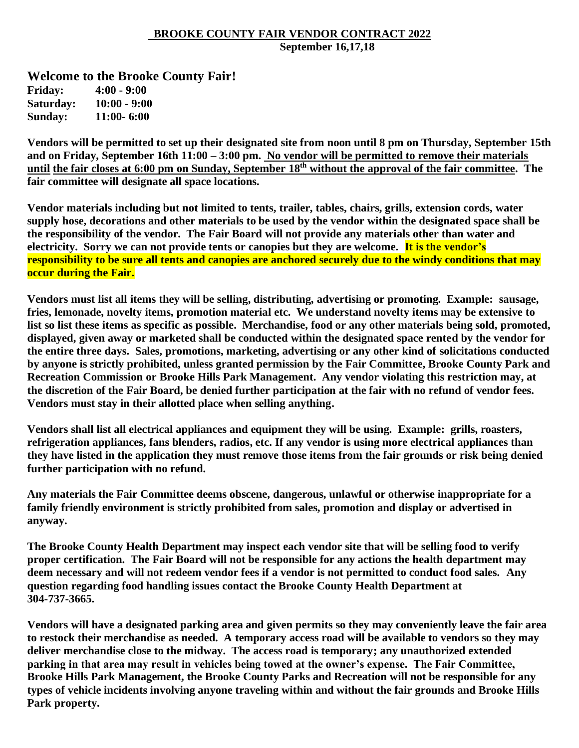# BROOKE COUNTY FAIR VENDOR CONTRACT 2022

**September 16,17,18**

## Welcome to the Brooke County Fair!

**Friday:** 4:00 - 9:00
**Saturday:** 10:00 - 9:00
**Sunday:** 11:00- 6:00

**Vendors will be permitted to set up their designated site from noon until 8 pm on Thursday, September 15th and on Friday, September 16th 11:00 – 3:00 pm. No vendor will be permitted to remove their materials until the fair closes at 6:00 pm on Sunday, September 18th without the approval of the fair committee. The fair committee will designate all space locations.**

**Vendor materials including but not limited to tents, trailer, tables, chairs, grills, extension cords, water supply hose, decorations and other materials to be used by the vendor within the designated space shall be the responsibility of the vendor. The Fair Board will not provide any materials other than water and electricity. Sorry we can not provide tents or canopies but they are welcome. It is the vendor's responsibility to be sure all tents and canopies are anchored securely due to the windy conditions that may occur during the Fair.**

**Vendors must list all items they will be selling, distributing, advertising or promoting. Example: sausage, fries, lemonade, novelty items, promotion material etc. We understand novelty items may be extensive to list so list these items as specific as possible. Merchandise, food or any other materials being sold, promoted, displayed, given away or marketed shall be conducted within the designated space rented by the vendor for the entire three days. Sales, promotions, marketing, advertising or any other kind of solicitations conducted by anyone is strictly prohibited, unless granted permission by the Fair Committee, Brooke County Park and Recreation Commission or Brooke Hills Park Management. Any vendor violating this restriction may, at the discretion of the Fair Board, be denied further participation at the fair with no refund of vendor fees. Vendors must stay in their allotted place when selling anything.**

**Vendors shall list all electrical appliances and equipment they will be using. Example: grills, roasters, refrigeration appliances, fans blenders, radios, etc. If any vendor is using more electrical appliances than they have listed in the application they must remove those items from the fair grounds or risk being denied further participation with no refund.**

**Any materials the Fair Committee deems obscene, dangerous, unlawful or otherwise inappropriate for a family friendly environment is strictly prohibited from sales, promotion and display or advertised in anyway.**

**The Brooke County Health Department may inspect each vendor site that will be selling food to verify proper certification. The Fair Board will not be responsible for any actions the health department may deem necessary and will not redeem vendor fees if a vendor is not permitted to conduct food sales. Any question regarding food handling issues contact the Brooke County Health Department at 304-737-3665.**

**Vendors will have a designated parking area and given permits so they may conveniently leave the fair area to restock their merchandise as needed. A temporary access road will be available to vendors so they may deliver merchandise close to the midway. The access road is temporary; any unauthorized extended parking in that area may result in vehicles being towed at the owner's expense. The Fair Committee, Brooke Hills Park Management, the Brooke County Parks and Recreation will not be responsible for any types of vehicle incidents involving anyone traveling within and without the fair grounds and Brooke Hills Park property.**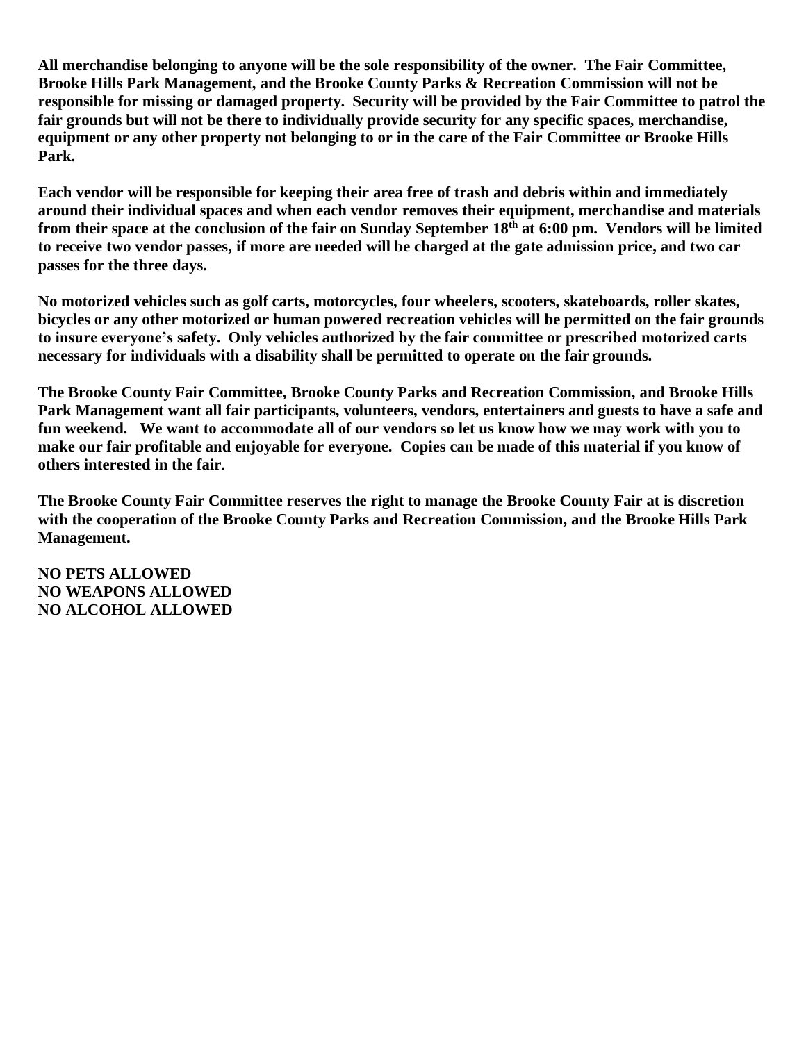**All merchandise belonging to anyone will be the sole responsibility of the owner. The Fair Committee, Brooke Hills Park Management, and the Brooke County Parks & Recreation Commission will not be responsible for missing or damaged property. Security will be provided by the Fair Committee to patrol the fair grounds but will not be there to individually provide security for any specific spaces, merchandise, equipment or any other property not belonging to or in the care of the Fair Committee or Brooke Hills Park.**

**Each vendor will be responsible for keeping their area free of trash and debris within and immediately around their individual spaces and when each vendor removes their equipment, merchandise and materials from their space at the conclusion of the fair on Sunday September 18th at 6:00 pm. Vendors will be limited to receive two vendor passes, if more are needed will be charged at the gate admission price, and two car passes for the three days.**

**No motorized vehicles such as golf carts, motorcycles, four wheelers, scooters, skateboards, roller skates, bicycles or any other motorized or human powered recreation vehicles will be permitted on the fair grounds to insure everyone's safety. Only vehicles authorized by the fair committee or prescribed motorized carts necessary for individuals with a disability shall be permitted to operate on the fair grounds.**

**The Brooke County Fair Committee, Brooke County Parks and Recreation Commission, and Brooke Hills Park Management want all fair participants, volunteers, vendors, entertainers and guests to have a safe and fun weekend. We want to accommodate all of our vendors so let us know how we may work with you to make our fair profitable and enjoyable for everyone. Copies can be made of this material if you know of others interested in the fair.**

**The Brooke County Fair Committee reserves the right to manage the Brooke County Fair at is discretion with the cooperation of the Brooke County Parks and Recreation Commission, and the Brooke Hills Park Management.**

**NO PETS ALLOWED**
**NO WEAPONS ALLOWED**
**NO ALCOHOL ALLOWED**